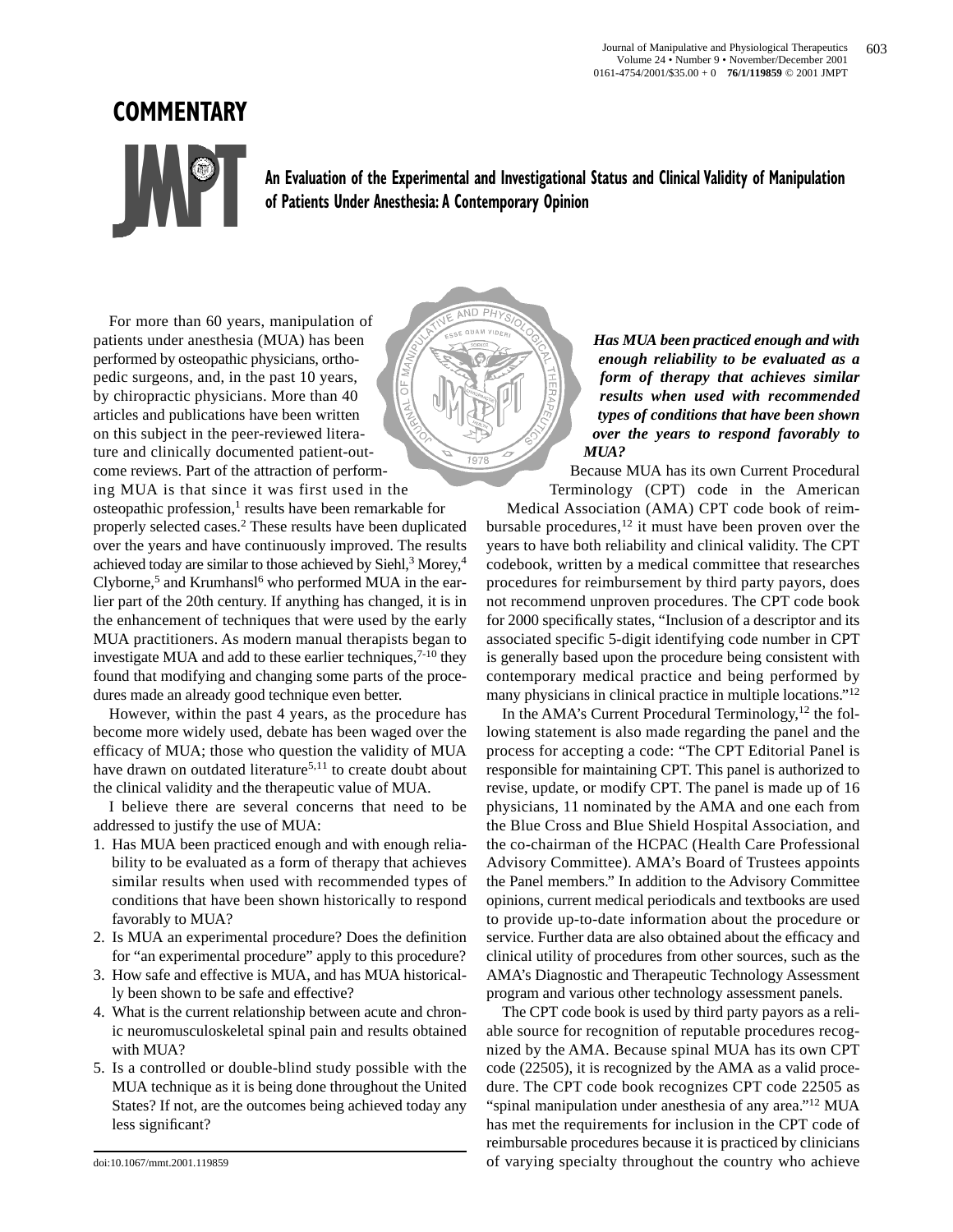## COMMENTARY

# An Evaluation of the Experimental and Investigational Status and Clinical Validity of Manipulation of Patients Under Anesthesia: A Contemporary Opinion

For more than 60 years, manipulation of patients under anesthesia (MUA) has been performed by osteopathic physicians, orthopedic surgeons, and, in the past 10 years, by chiropractic physicians. More than 40 articles and publications have been written on this subject in the peer-reviewed literature and clinically documented patient-outcome reviews. Part of the attraction of performing MUA is that since it was first used in the osteopathic profession,[1] results have been remarkable for properly selected cases.[2] These results have been duplicated over the years and have continuously improved. The results achieved today are similar to those achieved by Siehl,[3] Morey,[4] Clyborne,[5] and Krumhansl[6] who performed MUA in the earlier part of the 20th century. If anything has changed, it is in the enhancement of techniques that were used by the early MUA practitioners. As modern manual therapists began to investigate MUA and add to these earlier techniques,[7-10] they found that modifying and changing some parts of the procedures made an already good technique even better.

However, within the past 4 years, as the procedure has become more widely used, debate has been waged over the efficacy of MUA; those who question the validity of MUA have drawn on outdated literature[5,11] to create doubt about the clinical validity and the therapeutic value of MUA.

I believe there are several concerns that need to be addressed to justify the use of MUA:

1. Has MUA been practiced enough and with enough reliability to be evaluated as a form of therapy that achieves similar results when used with recommended types of conditions that have been shown historically to respond favorably to MUA?
2. Is MUA an experimental procedure? Does the definition for "an experimental procedure" apply to this procedure?
3. How safe and effective is MUA, and has MUA historically been shown to be safe and effective?
4. What is the current relationship between acute and chronic neuromusculoskeletal spinal pain and results obtained with MUA?
5. Is a controlled or double-blind study possible with the MUA technique as it is being done throughout the United States? If not, are the outcomes being achieved today any less significant?

***Has MUA been practiced enough and with enough reliability to be evaluated as a form of therapy that achieves similar results when used with recommended types of conditions that have been shown over the years to respond favorably to MUA?***

Because MUA has its own Current Procedural Terminology (CPT) code in the American Medical Association (AMA) CPT code book of reimbursable procedures,[12] it must have been proven over the years to have both reliability and clinical validity. The CPT codebook, written by a medical committee that researches procedures for reimbursement by third party payors, does not recommend unproven procedures. The CPT code book for 2000 specifically states, "Inclusion of a descriptor and its associated specific 5-digit identifying code number in CPT is generally based upon the procedure being consistent with contemporary medical practice and being performed by many physicians in clinical practice in multiple locations."[12]

In the AMA's Current Procedural Terminology,[12] the following statement is also made regarding the panel and the process for accepting a code: "The CPT Editorial Panel is responsible for maintaining CPT. This panel is authorized to revise, update, or modify CPT. The panel is made up of 16 physicians, 11 nominated by the AMA and one each from the Blue Cross and Blue Shield Hospital Association, and the co-chairman of the HCPAC (Health Care Professional Advisory Committee). AMA's Board of Trustees appoints the Panel members." In addition to the Advisory Committee opinions, current medical periodicals and textbooks are used to provide up-to-date information about the procedure or service. Further data are also obtained about the efficacy and clinical utility of procedures from other sources, such as the AMA's Diagnostic and Therapeutic Technology Assessment program and various other technology assessment panels.

The CPT code book is used by third party payors as a reliable source for recognition of reputable procedures recognized by the AMA. Because spinal MUA has its own CPT code (22505), it is recognized by the AMA as a valid procedure. The CPT code book recognizes CPT code 22505 as "spinal manipulation under anesthesia of any area."[12] MUA has met the requirements for inclusion in the CPT code of reimbursable procedures because it is practiced by clinicians of varying specialty throughout the country who achieve

doi:10.1067/mmt.2001.119859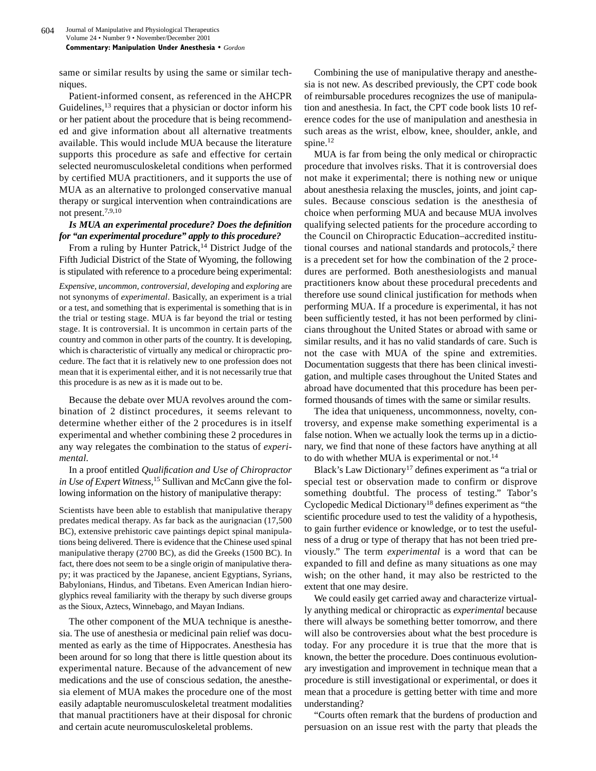same or similar results by using the same or similar techniques.

Patient-informed consent, as referenced in the AHCPR Guidelines,[13] requires that a physician or doctor inform his or her patient about the procedure that is being recommended and give information about all alternative treatments available. This would include MUA because the literature supports this procedure as safe and effective for certain selected neuromusculoskeletal conditions when performed by certified MUA practitioners, and it supports the use of MUA as an alternative to prolonged conservative manual therapy or surgical intervention when contraindications are not present.[7,9,10]

***Is MUA an experimental procedure? Does the definition for "an experimental procedure" apply to this procedure?***

From a ruling by Hunter Patrick,[14] District Judge of the Fifth Judicial District of the State of Wyoming, the following is stipulated with reference to a procedure being experimental:

> *Expensive*, *uncommon*, *controversial*, *developing* and *exploring* are not synonyms of *experimental*. Basically, an experiment is a trial or a test, and something that is experimental is something that is in the trial or testing stage. MUA is far beyond the trial or testing stage. It is controversial. It is uncommon in certain parts of the country and common in other parts of the country. It is developing, which is characteristic of virtually any medical or chiropractic procedure. The fact that it is relatively new to one profession does not mean that it is experimental either, and it is not necessarily true that this procedure is as new as it is made out to be.

Because the debate over MUA revolves around the combination of 2 distinct procedures, it seems relevant to determine whether either of the 2 procedures is in itself experimental and whether combining these 2 procedures in any way relegates the combination to the status of *experimental*.

In a proof entitled *Qualification and Use of Chiropractor in Use of Expert Witness*,[15] Sullivan and McCann give the following information on the history of manipulative therapy:

> Scientists have been able to establish that manipulative therapy predates medical therapy. As far back as the aurignacian (17,500 BC), extensive prehistoric cave paintings depict spinal manipulations being delivered. There is evidence that the Chinese used spinal manipulative therapy (2700 BC), as did the Greeks (1500 BC). In fact, there does not seem to be a single origin of manipulative therapy; it was practiced by the Japanese, ancient Egyptians, Syrians, Babylonians, Hindus, and Tibetans. Even American Indian hieroglyphics reveal familiarity with the therapy by such diverse groups as the Sioux, Aztecs, Winnebago, and Mayan Indians.

The other component of the MUA technique is anesthesia. The use of anesthesia or medicinal pain relief was documented as early as the time of Hippocrates. Anesthesia has been around for so long that there is little question about its experimental nature. Because of the advancement of new medications and the use of conscious sedation, the anesthesia element of MUA makes the procedure one of the most easily adaptable neuromusculoskeletal treatment modalities that manual practitioners have at their disposal for chronic and certain acute neuromusculoskeletal problems.

Combining the use of manipulative therapy and anesthesia is not new. As described previously, the CPT code book of reimbursable procedures recognizes the use of manipulation and anesthesia. In fact, the CPT code book lists 10 reference codes for the use of manipulation and anesthesia in such areas as the wrist, elbow, knee, shoulder, ankle, and spine.[12]

MUA is far from being the only medical or chiropractic procedure that involves risks. That it is controversial does not make it experimental; there is nothing new or unique about anesthesia relaxing the muscles, joints, and joint capsules. Because conscious sedation is the anesthesia of choice when performing MUA and because MUA involves qualifying selected patients for the procedure according to the Council on Chiropractic Education–accredited institutional courses and national standards and protocols,[2] there is a precedent set for how the combination of the 2 procedures are performed. Both anesthesiologists and manual practitioners know about these procedural precedents and therefore use sound clinical justification for methods when performing MUA. If a procedure is experimental, it has not been sufficiently tested, it has not been performed by clinicians throughout the United States or abroad with same or similar results, and it has no valid standards of care. Such is not the case with MUA of the spine and extremities. Documentation suggests that there has been clinical investigation, and multiple cases throughout the United States and abroad have documented that this procedure has been performed thousands of times with the same or similar results.

The idea that uniqueness, uncommonness, novelty, controversy, and expense make something experimental is a false notion. When we actually look the terms up in a dictionary, we find that none of these factors have anything at all to do with whether MUA is experimental or not.[14]

Black's Law Dictionary[17] defines experiment as "a trial or special test or observation made to confirm or disprove something doubtful. The process of testing." Tabor's Cyclopedic Medical Dictionary[18] defines experiment as "the scientific procedure used to test the validity of a hypothesis, to gain further evidence or knowledge, or to test the usefulness of a drug or type of therapy that has not been tried previously." The term *experimental* is a word that can be expanded to fill and define as many situations as one may wish; on the other hand, it may also be restricted to the extent that one may desire.

We could easily get carried away and characterize virtually anything medical or chiropractic as *experimental* because there will always be something better tomorrow, and there will also be controversies about what the best procedure is today. For any procedure it is true that the more that is known, the better the procedure. Does continuous evolutionary investigation and improvement in technique mean that a procedure is still investigational or experimental, or does it mean that a procedure is getting better with time and more understanding?

"Courts often remark that the burdens of production and persuasion on an issue rest with the party that pleads the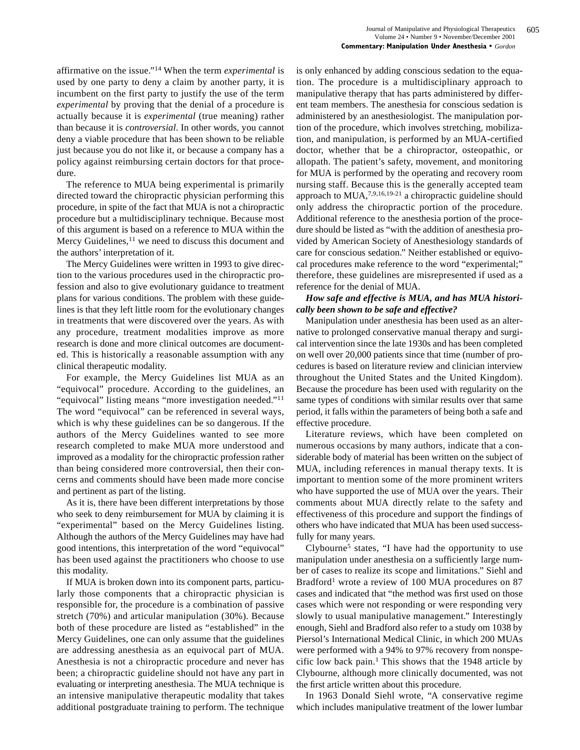affirmative on the issue."[14] When the term *experimental* is used by one party to deny a claim by another party, it is incumbent on the first party to justify the use of the term *experimental* by proving that the denial of a procedure is actually because it is *experimental* (true meaning) rather than because it is *controversial.* In other words, you cannot deny a viable procedure that has been shown to be reliable just because you do not like it, or because a company has a policy against reimbursing certain doctors for that procedure.

The reference to MUA being experimental is primarily directed toward the chiropractic physician performing this procedure, in spite of the fact that MUA is not a chiropractic procedure but a multidisciplinary technique. Because most of this argument is based on a reference to MUA within the Mercy Guidelines,[11] we need to discuss this document and the authors' interpretation of it.

The Mercy Guidelines were written in 1993 to give direction to the various procedures used in the chiropractic profession and also to give evolutionary guidance to treatment plans for various conditions. The problem with these guidelines is that they left little room for the evolutionary changes in treatments that were discovered over the years. As with any procedure, treatment modalities improve as more research is done and more clinical outcomes are documented. This is historically a reasonable assumption with any clinical therapeutic modality.

For example, the Mercy Guidelines list MUA as an "equivocal" procedure. According to the guidelines, an "equivocal" listing means "more investigation needed."[11] The word "equivocal" can be referenced in several ways, which is why these guidelines can be so dangerous. If the authors of the Mercy Guidelines wanted to see more research completed to make MUA more understood and improved as a modality for the chiropractic profession rather than being considered more controversial, then their concerns and comments should have been made more concise and pertinent as part of the listing.

As it is, there have been different interpretations by those who seek to deny reimbursement for MUA by claiming it is "experimental" based on the Mercy Guidelines listing. Although the authors of the Mercy Guidelines may have had good intentions, this interpretation of the word "equivocal" has been used against the practitioners who choose to use this modality.

If MUA is broken down into its component parts, particularly those components that a chiropractic physician is responsible for, the procedure is a combination of passive stretch (70%) and articular manipulation (30%). Because both of these procedure are listed as "established" in the Mercy Guidelines, one can only assume that the guidelines are addressing anesthesia as an equivocal part of MUA. Anesthesia is not a chiropractic procedure and never has been; a chiropractic guideline should not have any part in evaluating or interpreting anesthesia. The MUA technique is an intensive manipulative therapeutic modality that takes additional postgraduate training to perform. The technique is only enhanced by adding conscious sedation to the equation. The procedure is a multidisciplinary approach to manipulative therapy that has parts administered by different team members. The anesthesia for conscious sedation is administered by an anesthesiologist. The manipulation portion of the procedure, which involves stretching, mobilization, and manipulation, is performed by an MUA-certified doctor, whether that be a chiropractor, osteopathic, or allopath. The patient's safety, movement, and monitoring for MUA is performed by the operating and recovery room nursing staff. Because this is the generally accepted team approach to MUA,[7,9,16,19-21] a chiropractic guideline should only address the chiropractic portion of the procedure. Additional reference to the anesthesia portion of the procedure should be listed as "with the addition of anesthesia provided by American Society of Anesthesiology standards of care for conscious sedation." Neither established or equivocal procedures make reference to the word "experimental;" therefore, these guidelines are misrepresented if used as a reference for the denial of MUA.

***How safe and effective is MUA, and has MUA historically been shown to be safe and effective?***

Manipulation under anesthesia has been used as an alternative to prolonged conservative manual therapy and surgical intervention since the late 1930s and has been completed on well over 20,000 patients since that time (number of procedures is based on literature review and clinician interview throughout the United States and the United Kingdom). Because the procedure has been used with regularity on the same types of conditions with similar results over that same period, it falls within the parameters of being both a safe and effective procedure.

Literature reviews, which have been completed on numerous occasions by many authors, indicate that a considerable body of material has been written on the subject of MUA, including references in manual therapy texts. It is important to mention some of the more prominent writers who have supported the use of MUA over the years. Their comments about MUA directly relate to the safety and effectiveness of this procedure and support the findings of others who have indicated that MUA has been used successfully for many years.

Clybourne[5] states, "I have had the opportunity to use manipulation under anesthesia on a sufficiently large number of cases to realize its scope and limitations." Siehl and Bradford[1] wrote a review of 100 MUA procedures on 87 cases and indicated that "the method was first used on those cases which were not responding or were responding very slowly to usual manipulative management." Interestingly enough, Siehl and Bradford also refer to a study om 1038 by Piersol's International Medical Clinic, in which 200 MUAs were performed with a 94% to 97% recovery from nonspecific low back pain.[1] This shows that the 1948 article by Clybourne, although more clinically documented, was not the first article written about this procedure.

In 1963 Donald Siehl wrote, "A conservative regime which includes manipulative treatment of the lower lumbar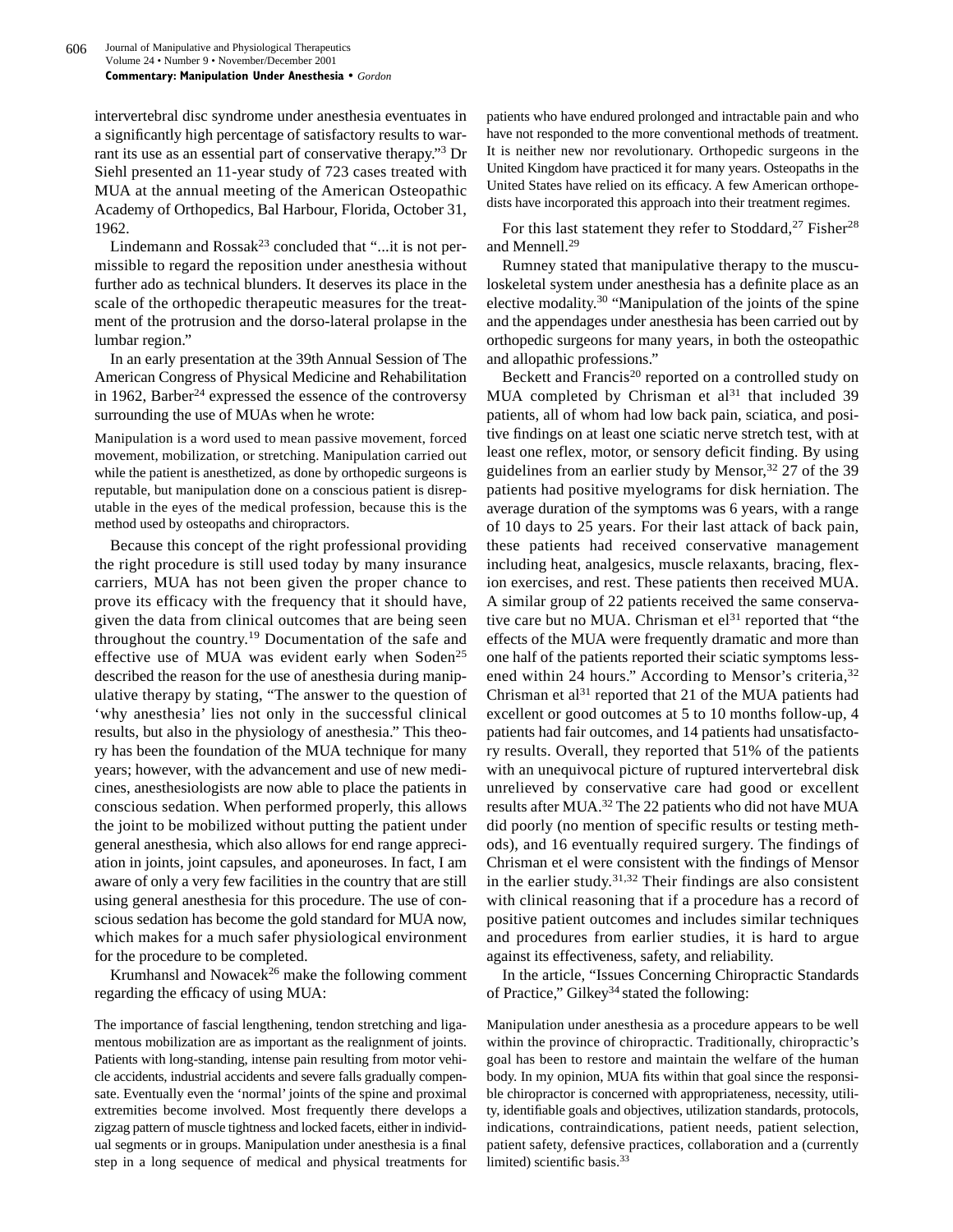intervertebral disc syndrome under anesthesia eventuates in a significantly high percentage of satisfactory results to warrant its use as an essential part of conservative therapy."[3] Dr Siehl presented an 11-year study of 723 cases treated with MUA at the annual meeting of the American Osteopathic Academy of Orthopedics, Bal Harbour, Florida, October 31, 1962.

Lindemann and Rossak[23] concluded that "...it is not permissible to regard the reposition under anesthesia without further ado as technical blunders. It deserves its place in the scale of the orthopedic therapeutic measures for the treatment of the protrusion and the dorso-lateral prolapse in the lumbar region."

In an early presentation at the 39th Annual Session of The American Congress of Physical Medicine and Rehabilitation in 1962, Barber[24] expressed the essence of the controversy surrounding the use of MUAs when he wrote:

> Manipulation is a word used to mean passive movement, forced movement, mobilization, or stretching. Manipulation carried out while the patient is anesthetized, as done by orthopedic surgeons is reputable, but manipulation done on a conscious patient is disreputable in the eyes of the medical profession, because this is the method used by osteopaths and chiropractors.

Because this concept of the right professional providing the right procedure is still used today by many insurance carriers, MUA has not been given the proper chance to prove its efficacy with the frequency that it should have, given the data from clinical outcomes that are being seen throughout the country.[19] Documentation of the safe and effective use of MUA was evident early when Soden[25] described the reason for the use of anesthesia during manipulative therapy by stating, "The answer to the question of 'why anesthesia' lies not only in the successful clinical results, but also in the physiology of anesthesia." This theory has been the foundation of the MUA technique for many years; however, with the advancement and use of new medicines, anesthesiologists are now able to place the patients in conscious sedation. When performed properly, this allows the joint to be mobilized without putting the patient under general anesthesia, which also allows for end range appreciation in joints, joint capsules, and aponeuroses. In fact, I am aware of only a very few facilities in the country that are still using general anesthesia for this procedure. The use of conscious sedation has become the gold standard for MUA now, which makes for a much safer physiological environment for the procedure to be completed.

Krumhansl and Nowacek[26] make the following comment regarding the efficacy of using MUA:

> The importance of fascial lengthening, tendon stretching and ligamentous mobilization are as important as the realignment of joints. Patients with long-standing, intense pain resulting from motor vehicle accidents, industrial accidents and severe falls gradually compensate. Eventually even the 'normal' joints of the spine and proximal extremities become involved. Most frequently there develops a zigzag pattern of muscle tightness and locked facets, either in individual segments or in groups. Manipulation under anesthesia is a final step in a long sequence of medical and physical treatments for patients who have endured prolonged and intractable pain and who have not responded to the more conventional methods of treatment. It is neither new nor revolutionary. Orthopedic surgeons in the United Kingdom have practiced it for many years. Osteopaths in the United States have relied on its efficacy. A few American orthopedists have incorporated this approach into their treatment regimes.

For this last statement they refer to Stoddard,[27] Fisher[28] and Mennell.[29]

Rumney stated that manipulative therapy to the musculoskeletal system under anesthesia has a definite place as an elective modality.[30] "Manipulation of the joints of the spine and the appendages under anesthesia has been carried out by orthopedic surgeons for many years, in both the osteopathic and allopathic professions."

Beckett and Francis[20] reported on a controlled study on MUA completed by Chrisman et al[31] that included 39 patients, all of whom had low back pain, sciatica, and positive findings on at least one sciatic nerve stretch test, with at least one reflex, motor, or sensory deficit finding. By using guidelines from an earlier study by Mensor,[32] 27 of the 39 patients had positive myelograms for disk herniation. The average duration of the symptoms was 6 years, with a range of 10 days to 25 years. For their last attack of back pain, these patients had received conservative management including heat, analgesics, muscle relaxants, bracing, flexion exercises, and rest. These patients then received MUA. A similar group of 22 patients received the same conservative care but no MUA. Chrisman et el[31] reported that "the effects of the MUA were frequently dramatic and more than one half of the patients reported their sciatic symptoms lessened within 24 hours." According to Mensor's criteria,[32] Chrisman et al[31] reported that 21 of the MUA patients had excellent or good outcomes at 5 to 10 months follow-up, 4 patients had fair outcomes, and 14 patients had unsatisfactory results. Overall, they reported that 51% of the patients with an unequivocal picture of ruptured intervertebral disk unrelieved by conservative care had good or excellent results after MUA.[32] The 22 patients who did not have MUA did poorly (no mention of specific results or testing methods), and 16 eventually required surgery. The findings of Chrisman et el were consistent with the findings of Mensor in the earlier study.[31,32] Their findings are also consistent with clinical reasoning that if a procedure has a record of positive patient outcomes and includes similar techniques and procedures from earlier studies, it is hard to argue against its effectiveness, safety, and reliability.

In the article, "Issues Concerning Chiropractic Standards of Practice," Gilkey[34] stated the following:

> Manipulation under anesthesia as a procedure appears to be well within the province of chiropractic. Traditionally, chiropractic's goal has been to restore and maintain the welfare of the human body. In my opinion, MUA fits within that goal since the responsible chiropractor is concerned with appropriateness, necessity, utility, identifiable goals and objectives, utilization standards, protocols, indications, contraindications, patient needs, patient selection, patient safety, defensive practices, collaboration and a (currently limited) scientific basis.[33]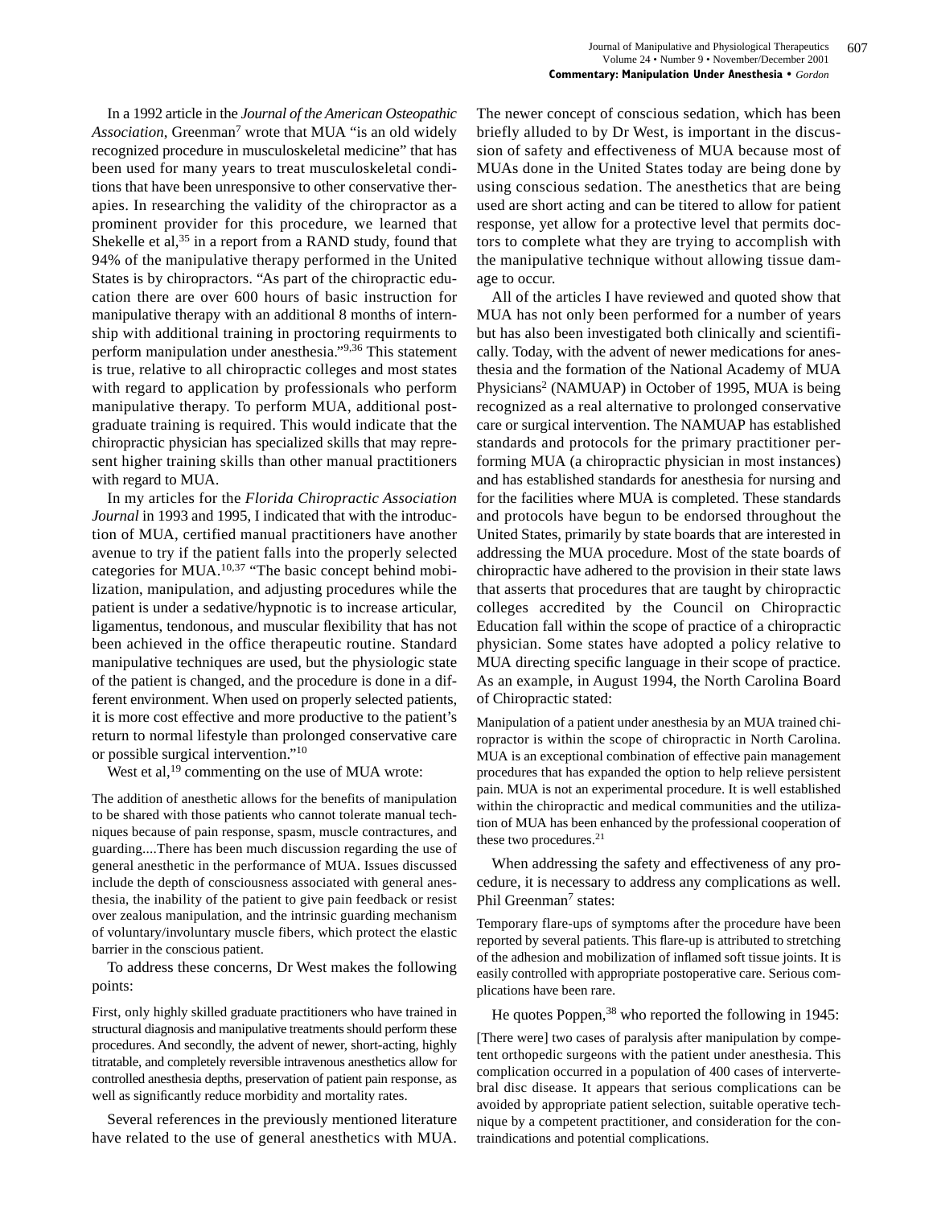In a 1992 article in the *Journal of the American Osteopathic Association*, Greenman[7] wrote that MUA "is an old widely recognized procedure in musculoskeletal medicine" that has been used for many years to treat musculoskeletal conditions that have been unresponsive to other conservative therapies. In researching the validity of the chiropractor as a prominent provider for this procedure, we learned that Shekelle et al,[35] in a report from a RAND study, found that 94% of the manipulative therapy performed in the United States is by chiropractors. "As part of the chiropractic education there are over 600 hours of basic instruction for manipulative therapy with an additional 8 months of internship with additional training in proctoring requirments to perform manipulation under anesthesia."[9,36] This statement is true, relative to all chiropractic colleges and most states with regard to application by professionals who perform manipulative therapy. To perform MUA, additional postgraduate training is required. This would indicate that the chiropractic physician has specialized skills that may represent higher training skills than other manual practitioners with regard to MUA.

In my articles for the *Florida Chiropractic Association Journal* in 1993 and 1995, I indicated that with the introduction of MUA, certified manual practitioners have another avenue to try if the patient falls into the properly selected categories for MUA.[10,37] "The basic concept behind mobilization, manipulation, and adjusting procedures while the patient is under a sedative/hypnotic is to increase articular, ligamentus, tendonous, and muscular flexibility that has not been achieved in the office therapeutic routine. Standard manipulative techniques are used, but the physiologic state of the patient is changed, and the procedure is done in a different environment. When used on properly selected patients, it is more cost effective and more productive to the patient's return to normal lifestyle than prolonged conservative care or possible surgical intervention."[10]

West et al,[19] commenting on the use of MUA wrote:

> The addition of anesthetic allows for the benefits of manipulation to be shared with those patients who cannot tolerate manual techniques because of pain response, spasm, muscle contractures, and guarding....There has been much discussion regarding the use of general anesthetic in the performance of MUA. Issues discussed include the depth of consciousness associated with general anesthesia, the inability of the patient to give pain feedback or resist over zealous manipulation, and the intrinsic guarding mechanism of voluntary/involuntary muscle fibers, which protect the elastic barrier in the conscious patient.

To address these concerns, Dr West makes the following points:

> First, only highly skilled graduate practitioners who have trained in structural diagnosis and manipulative treatments should perform these procedures. And secondly, the advent of newer, short-acting, highly titratable, and completely reversible intravenous anesthetics allow for controlled anesthesia depths, preservation of patient pain response, as well as significantly reduce morbidity and mortality rates.

Several references in the previously mentioned literature have related to the use of general anesthetics with MUA. The newer concept of conscious sedation, which has been briefly alluded to by Dr West, is important in the discussion of safety and effectiveness of MUA because most of MUAs done in the United States today are being done by using conscious sedation. The anesthetics that are being used are short acting and can be titered to allow for patient response, yet allow for a protective level that permits doctors to complete what they are trying to accomplish with the manipulative technique without allowing tissue damage to occur.

All of the articles I have reviewed and quoted show that MUA has not only been performed for a number of years but has also been investigated both clinically and scientifically. Today, with the advent of newer medications for anesthesia and the formation of the National Academy of MUA Physicians[2] (NAMUAP) in October of 1995, MUA is being recognized as a real alternative to prolonged conservative care or surgical intervention. The NAMUAP has established standards and protocols for the primary practitioner performing MUA (a chiropractic physician in most instances) and has established standards for anesthesia for nursing and for the facilities where MUA is completed. These standards and protocols have begun to be endorsed throughout the United States, primarily by state boards that are interested in addressing the MUA procedure. Most of the state boards of chiropractic have adhered to the provision in their state laws that asserts that procedures that are taught by chiropractic colleges accredited by the Council on Chiropractic Education fall within the scope of practice of a chiropractic physician. Some states have adopted a policy relative to MUA directing specific language in their scope of practice. As an example, in August 1994, the North Carolina Board of Chiropractic stated:

> Manipulation of a patient under anesthesia by an MUA trained chiropractor is within the scope of chiropractic in North Carolina. MUA is an exceptional combination of effective pain management procedures that has expanded the option to help relieve persistent pain. MUA is not an experimental procedure. It is well established within the chiropractic and medical communities and the utilization of MUA has been enhanced by the professional cooperation of these two procedures.[21]

When addressing the safety and effectiveness of any procedure, it is necessary to address any complications as well. Phil Greenman[7] states:

> Temporary flare-ups of symptoms after the procedure have been reported by several patients. This flare-up is attributed to stretching of the adhesion and mobilization of inflamed soft tissue joints. It is easily controlled with appropriate postoperative care. Serious complications have been rare.

He quotes Poppen,[38] who reported the following in 1945:

> [There were] two cases of paralysis after manipulation by competent orthopedic surgeons with the patient under anesthesia. This complication occurred in a population of 400 cases of intervertebral disc disease. It appears that serious complications can be avoided by appropriate patient selection, suitable operative technique by a competent practitioner, and consideration for the contraindications and potential complications.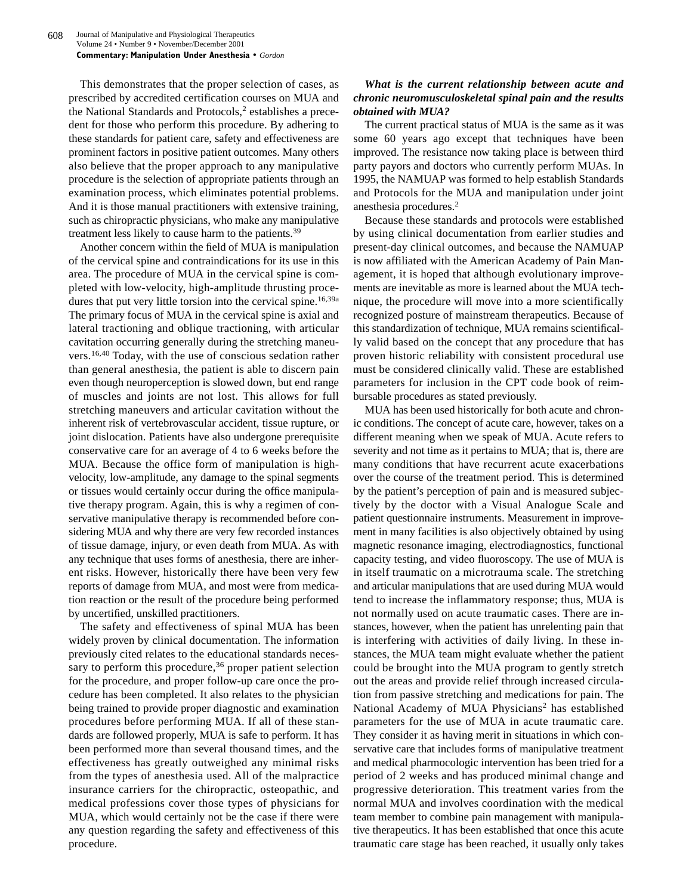This demonstrates that the proper selection of cases, as prescribed by accredited certification courses on MUA and the National Standards and Protocols,[2] establishes a precedent for those who perform this procedure. By adhering to these standards for patient care, safety and effectiveness are prominent factors in positive patient outcomes. Many others also believe that the proper approach to any manipulative procedure is the selection of appropriate patients through an examination process, which eliminates potential problems. And it is those manual practitioners with extensive training, such as chiropractic physicians, who make any manipulative treatment less likely to cause harm to the patients.[39]

Another concern within the field of MUA is manipulation of the cervical spine and contraindications for its use in this area. The procedure of MUA in the cervical spine is completed with low-velocity, high-amplitude thrusting procedures that put very little torsion into the cervical spine.[16,39a] The primary focus of MUA in the cervical spine is axial and lateral tractioning and oblique tractioning, with articular cavitation occurring generally during the stretching maneuvers.[16,40] Today, with the use of conscious sedation rather than general anesthesia, the patient is able to discern pain even though neuroperception is slowed down, but end range of muscles and joints are not lost. This allows for full stretching maneuvers and articular cavitation without the inherent risk of vertebrovascular accident, tissue rupture, or joint dislocation. Patients have also undergone prerequisite conservative care for an average of 4 to 6 weeks before the MUA. Because the office form of manipulation is high-velocity, low-amplitude, any damage to the spinal segments or tissues would certainly occur during the office manipulative therapy program. Again, this is why a regimen of conservative manipulative therapy is recommended before considering MUA and why there are very few recorded instances of tissue damage, injury, or even death from MUA. As with any technique that uses forms of anesthesia, there are inherent risks. However, historically there have been very few reports of damage from MUA, and most were from medication reaction or the result of the procedure being performed by uncertified, unskilled practitioners.

The safety and effectiveness of spinal MUA has been widely proven by clinical documentation. The information previously cited relates to the educational standards necessary to perform this procedure,[36] proper patient selection for the procedure, and proper follow-up care once the procedure has been completed. It also relates to the physician being trained to provide proper diagnostic and examination procedures before performing MUA. If all of these standards are followed properly, MUA is safe to perform. It has been performed more than several thousand times, and the effectiveness has greatly outweighed any minimal risks from the types of anesthesia used. All of the malpractice insurance carriers for the chiropractic, osteopathic, and medical professions cover those types of physicians for MUA, which would certainly not be the case if there were any question regarding the safety and effectiveness of this procedure.

***What is the current relationship between acute and chronic neuromusculoskeletal spinal pain and the results obtained with MUA?***

The current practical status of MUA is the same as it was some 60 years ago except that techniques have been improved. The resistance now taking place is between third party payors and doctors who currently perform MUAs. In 1995, the NAMUAP was formed to help establish Standards and Protocols for the MUA and manipulation under joint anesthesia procedures.[2]

Because these standards and protocols were established by using clinical documentation from earlier studies and present-day clinical outcomes, and because the NAMUAP is now affiliated with the American Academy of Pain Management, it is hoped that although evolutionary improvements are inevitable as more is learned about the MUA technique, the procedure will move into a more scientifically recognized posture of mainstream therapeutics. Because of this standardization of technique, MUA remains scientifically valid based on the concept that any procedure that has proven historic reliability with consistent procedural use must be considered clinically valid. These are established parameters for inclusion in the CPT code book of reimbursable procedures as stated previously.

MUA has been used historically for both acute and chronic conditions. The concept of acute care, however, takes on a different meaning when we speak of MUA. Acute refers to severity and not time as it pertains to MUA; that is, there are many conditions that have recurrent acute exacerbations over the course of the treatment period. This is determined by the patient's perception of pain and is measured subjectively by the doctor with a Visual Analogue Scale and patient questionnaire instruments. Measurement in improvement in many facilities is also objectively obtained by using magnetic resonance imaging, electrodiagnostics, functional capacity testing, and video fluoroscopy. The use of MUA is in itself traumatic on a microtrauma scale. The stretching and articular manipulations that are used during MUA would tend to increase the inflammatory response; thus, MUA is not normally used on acute traumatic cases. There are instances, however, when the patient has unrelenting pain that is interfering with activities of daily living. In these instances, the MUA team might evaluate whether the patient could be brought into the MUA program to gently stretch out the areas and provide relief through increased circulation from passive stretching and medications for pain. The National Academy of MUA Physicians[2] has established parameters for the use of MUA in acute traumatic care. They consider it as having merit in situations in which conservative care that includes forms of manipulative treatment and medical pharmocologic intervention has been tried for a period of 2 weeks and has produced minimal change and progressive deterioration. This treatment varies from the normal MUA and involves coordination with the medical team member to combine pain management with manipulative therapeutics. It has been established that once this acute traumatic care stage has been reached, it usually only takes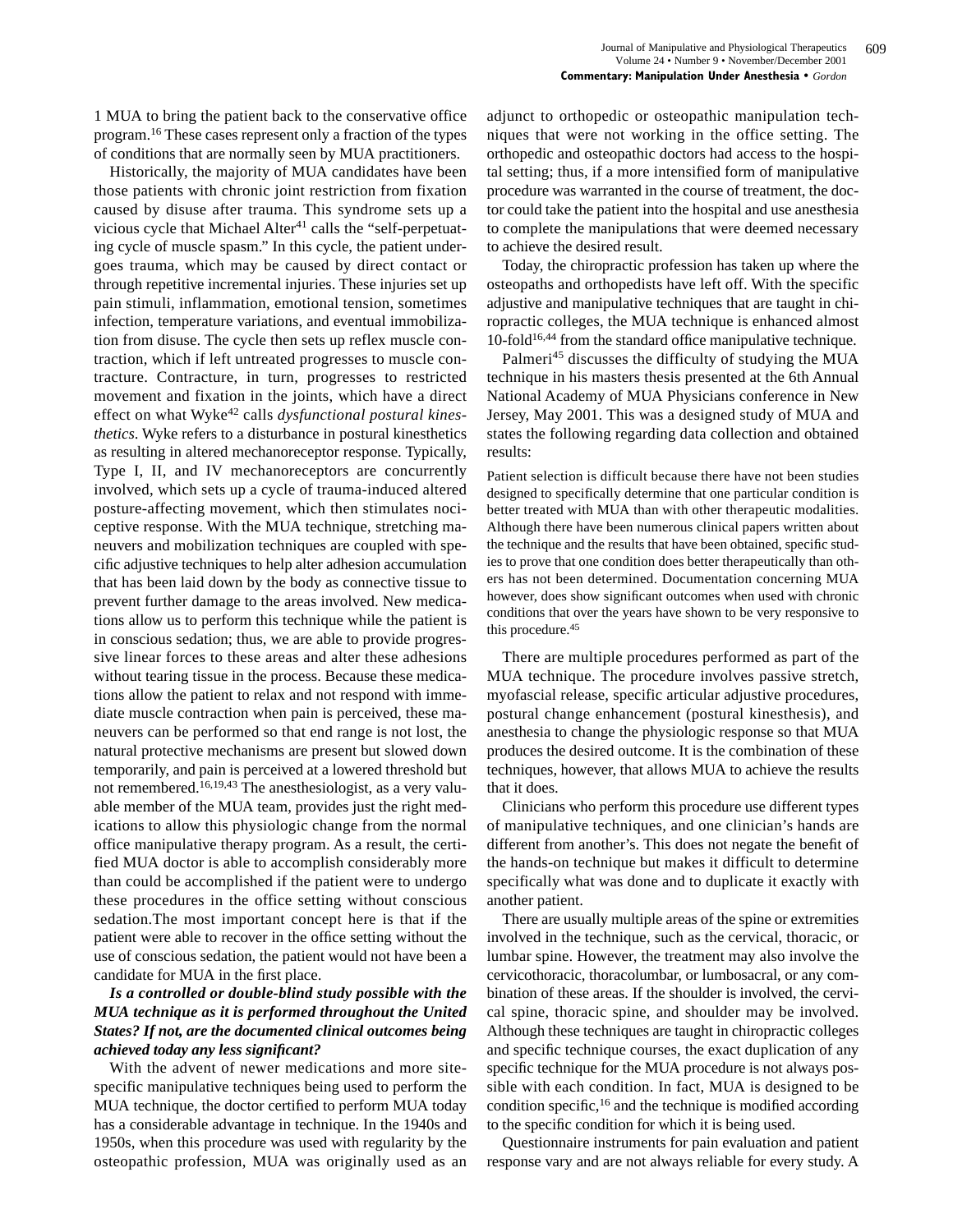1 MUA to bring the patient back to the conservative office program.[16] These cases represent only a fraction of the types of conditions that are normally seen by MUA practitioners.

Historically, the majority of MUA candidates have been those patients with chronic joint restriction from fixation caused by disuse after trauma. This syndrome sets up a vicious cycle that Michael Alter[41] calls the "self-perpetuating cycle of muscle spasm." In this cycle, the patient undergoes trauma, which may be caused by direct contact or through repetitive incremental injuries. These injuries set up pain stimuli, inflammation, emotional tension, sometimes infection, temperature variations, and eventual immobilization from disuse. The cycle then sets up reflex muscle contraction, which if left untreated progresses to muscle contracture. Contracture, in turn, progresses to restricted movement and fixation in the joints, which have a direct effect on what Wyke[42] calls *dysfunctional postural kinesthetics*. Wyke refers to a disturbance in postural kinesthetics as resulting in altered mechanoreceptor response. Typically, Type I, II, and IV mechanoreceptors are concurrently involved, which sets up a cycle of trauma-induced altered posture-affecting movement, which then stimulates nociceptive response. With the MUA technique, stretching maneuvers and mobilization techniques are coupled with specific adjustive techniques to help alter adhesion accumulation that has been laid down by the body as connective tissue to prevent further damage to the areas involved. New medications allow us to perform this technique while the patient is in conscious sedation; thus, we are able to provide progressive linear forces to these areas and alter these adhesions without tearing tissue in the process. Because these medications allow the patient to relax and not respond with immediate muscle contraction when pain is perceived, these maneuvers can be performed so that end range is not lost, the natural protective mechanisms are present but slowed down temporarily, and pain is perceived at a lowered threshold but not remembered.[16,19,43] The anesthesiologist, as a very valuable member of the MUA team, provides just the right medications to allow this physiologic change from the normal office manipulative therapy program. As a result, the certified MUA doctor is able to accomplish considerably more than could be accomplished if the patient were to undergo these procedures in the office setting without conscious sedation.The most important concept here is that if the patient were able to recover in the office setting without the use of conscious sedation, the patient would not have been a candidate for MUA in the first place.

***Is a controlled or double-blind study possible with the MUA technique as it is performed throughout the United States? If not, are the documented clinical outcomes being achieved today any less significant?***

With the advent of newer medications and more site-specific manipulative techniques being used to perform the MUA technique, the doctor certified to perform MUA today has a considerable advantage in technique. In the 1940s and 1950s, when this procedure was used with regularity by the osteopathic profession, MUA was originally used as an adjunct to orthopedic or osteopathic manipulation techniques that were not working in the office setting. The orthopedic and osteopathic doctors had access to the hospital setting; thus, if a more intensified form of manipulative procedure was warranted in the course of treatment, the doctor could take the patient into the hospital and use anesthesia to complete the manipulations that were deemed necessary to achieve the desired result.

Today, the chiropractic profession has taken up where the osteopaths and orthopedists have left off. With the specific adjustive and manipulative techniques that are taught in chiropractic colleges, the MUA technique is enhanced almost 10-fold[16,44] from the standard office manipulative technique.

Palmeri[45] discusses the difficulty of studying the MUA technique in his masters thesis presented at the 6th Annual National Academy of MUA Physicians conference in New Jersey, May 2001. This was a designed study of MUA and states the following regarding data collection and obtained results:

> Patient selection is difficult because there have not been studies designed to specifically determine that one particular condition is better treated with MUA than with other therapeutic modalities. Although there have been numerous clinical papers written about the technique and the results that have been obtained, specific studies to prove that one condition does better therapeutically than others has not been determined. Documentation concerning MUA however, does show significant outcomes when used with chronic conditions that over the years have shown to be very responsive to this procedure.[45]

There are multiple procedures performed as part of the MUA technique. The procedure involves passive stretch, myofascial release, specific articular adjustive procedures, postural change enhancement (postural kinesthesis), and anesthesia to change the physiologic response so that MUA produces the desired outcome. It is the combination of these techniques, however, that allows MUA to achieve the results that it does.

Clinicians who perform this procedure use different types of manipulative techniques, and one clinician's hands are different from another's. This does not negate the benefit of the hands-on technique but makes it difficult to determine specifically what was done and to duplicate it exactly with another patient.

There are usually multiple areas of the spine or extremities involved in the technique, such as the cervical, thoracic, or lumbar spine. However, the treatment may also involve the cervicothoracic, thoracolumbar, or lumbosacral, or any combination of these areas. If the shoulder is involved, the cervical spine, thoracic spine, and shoulder may be involved. Although these techniques are taught in chiropractic colleges and specific technique courses, the exact duplication of any specific technique for the MUA procedure is not always possible with each condition. In fact, MUA is designed to be condition specific,[16] and the technique is modified according to the specific condition for which it is being used.

Questionnaire instruments for pain evaluation and patient response vary and are not always reliable for every study. A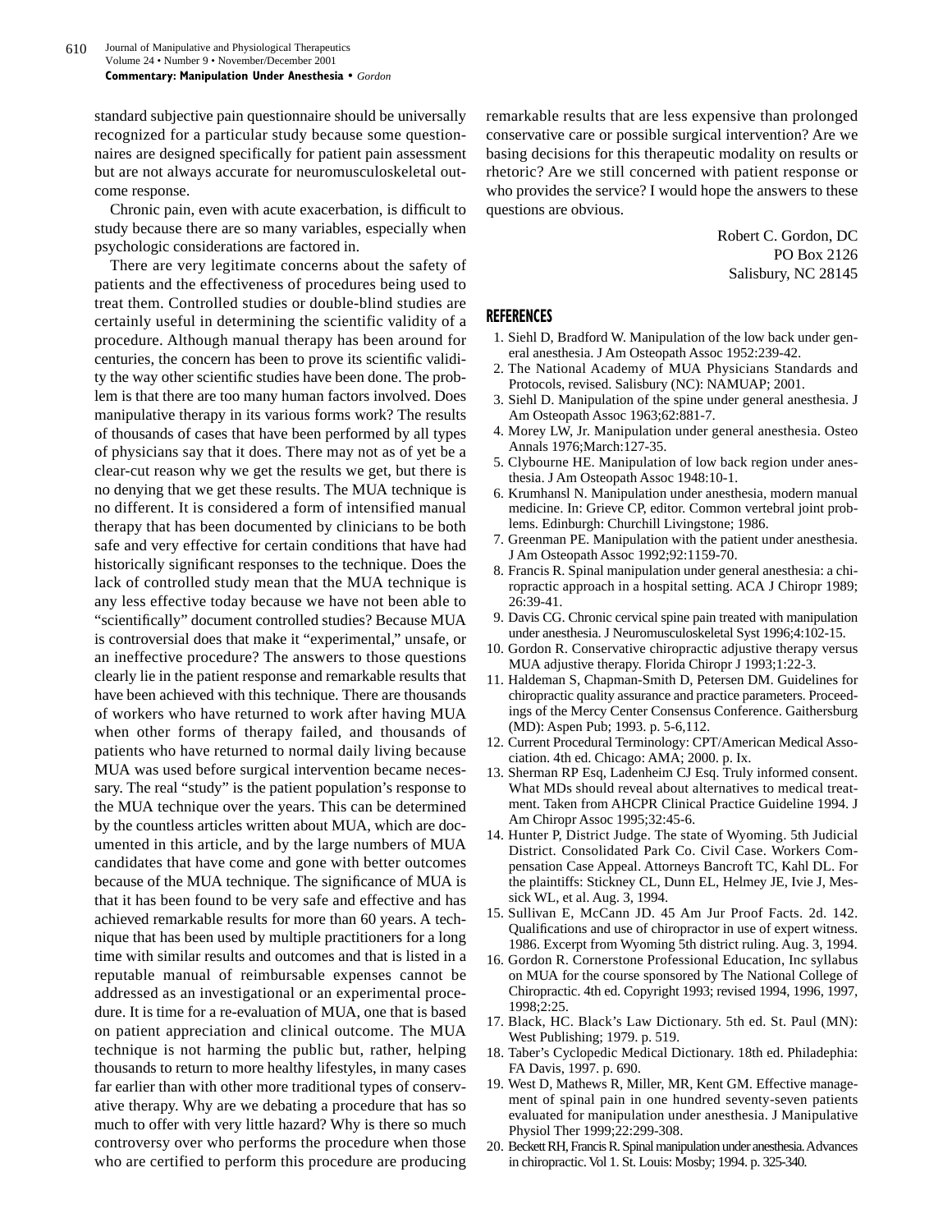standard subjective pain questionnaire should be universally recognized for a particular study because some questionnaires are designed specifically for patient pain assessment but are not always accurate for neuromusculoskeletal outcome response.

Chronic pain, even with acute exacerbation, is difficult to study because there are so many variables, especially when psychologic considerations are factored in.

There are very legitimate concerns about the safety of patients and the effectiveness of procedures being used to treat them. Controlled studies or double-blind studies are certainly useful in determining the scientific validity of a procedure. Although manual therapy has been around for centuries, the concern has been to prove its scientific validity the way other scientific studies have been done. The problem is that there are too many human factors involved. Does manipulative therapy in its various forms work? The results of thousands of cases that have been performed by all types of physicians say that it does. There may not as of yet be a clear-cut reason why we get the results we get, but there is no denying that we get these results. The MUA technique is no different. It is considered a form of intensified manual therapy that has been documented by clinicians to be both safe and very effective for certain conditions that have had historically significant responses to the technique. Does the lack of controlled study mean that the MUA technique is any less effective today because we have not been able to "scientifically" document controlled studies? Because MUA is controversial does that make it "experimental," unsafe, or an ineffective procedure? The answers to those questions clearly lie in the patient response and remarkable results that have been achieved with this technique. There are thousands of workers who have returned to work after having MUA when other forms of therapy failed, and thousands of patients who have returned to normal daily living because MUA was used before surgical intervention became necessary. The real "study" is the patient population's response to the MUA technique over the years. This can be determined by the countless articles written about MUA, which are documented in this article, and by the large numbers of MUA candidates that have come and gone with better outcomes because of the MUA technique. The significance of MUA is that it has been found to be very safe and effective and has achieved remarkable results for more than 60 years. A technique that has been used by multiple practitioners for a long time with similar results and outcomes and that is listed in a reputable manual of reimbursable expenses cannot be addressed as an investigational or an experimental procedure. It is time for a re-evaluation of MUA, one that is based on patient appreciation and clinical outcome. The MUA technique is not harming the public but, rather, helping thousands to return to more healthy lifestyles, in many cases far earlier than with other more traditional types of conservative therapy. Why are we debating a procedure that has so much to offer with very little hazard? Why is there so much controversy over who performs the procedure when those who are certified to perform this procedure are producing remarkable results that are less expensive than prolonged conservative care or possible surgical intervention? Are we basing decisions for this therapeutic modality on results or rhetoric? Are we still concerned with patient response or who provides the service? I would hope the answers to these questions are obvious.

Robert C. Gordon, DC
PO Box 2126
Salisbury, NC 28145

## REFERENCES

1. Siehl D, Bradford W. Manipulation of the low back under general anesthesia. J Am Osteopath Assoc 1952:239-42.
2. The National Academy of MUA Physicians Standards and Protocols, revised. Salisbury (NC): NAMUAP; 2001.
3. Siehl D. Manipulation of the spine under general anesthesia. J Am Osteopath Assoc 1963;62:881-7.
4. Morey LW, Jr. Manipulation under general anesthesia. Osteo Annals 1976;March:127-35.
5. Clybourne HE. Manipulation of low back region under anesthesia. J Am Osteopath Assoc 1948:10-1.
6. Krumhansl N. Manipulation under anesthesia, modern manual medicine. In: Grieve CP, editor. Common vertebral joint problems. Edinburgh: Churchill Livingstone; 1986.
7. Greenman PE. Manipulation with the patient under anesthesia. J Am Osteopath Assoc 1992;92:1159-70.
8. Francis R. Spinal manipulation under general anesthesia: a chiropractic approach in a hospital setting. ACA J Chiropr 1989; 26:39-41.
9. Davis CG. Chronic cervical spine pain treated with manipulation under anesthesia. J Neuromusculoskeletal Syst 1996;4:102-15.
10. Gordon R. Conservative chiropractic adjustive therapy versus MUA adjustive therapy. Florida Chiropr J 1993;1:22-3.
11. Haldeman S, Chapman-Smith D, Petersen DM. Guidelines for chiropractic quality assurance and practice parameters. Proceedings of the Mercy Center Consensus Conference. Gaithersburg (MD): Aspen Pub; 1993. p. 5-6,112.
12. Current Procedural Terminology: CPT/American Medical Association. 4th ed. Chicago: AMA; 2000. p. Ix.
13. Sherman RP Esq, Ladenheim CJ Esq. Truly informed consent. What MDs should reveal about alternatives to medical treatment. Taken from AHCPR Clinical Practice Guideline 1994. J Am Chiropr Assoc 1995;32:45-6.
14. Hunter P, District Judge. The state of Wyoming. 5th Judicial District. Consolidated Park Co. Civil Case. Workers Compensation Case Appeal. Attorneys Bancroft TC, Kahl DL. For the plaintiffs: Stickney CL, Dunn EL, Helmey JE, Ivie J, Messick WL, et al. Aug. 3, 1994.
15. Sullivan E, McCann JD. 45 Am Jur Proof Facts. 2d. 142. Qualifications and use of chiropractor in use of expert witness. 1986. Excerpt from Wyoming 5th district ruling. Aug. 3, 1994.
16. Gordon R. Cornerstone Professional Education, Inc syllabus on MUA for the course sponsored by The National College of Chiropractic. 4th ed. Copyright 1993; revised 1994, 1996, 1997, 1998;2:25.
17. Black, HC. Black's Law Dictionary. 5th ed. St. Paul (MN): West Publishing; 1979. p. 519.
18. Taber's Cyclopedic Medical Dictionary. 18th ed. Philadephia: FA Davis, 1997. p. 690.
19. West D, Mathews R, Miller, MR, Kent GM. Effective management of spinal pain in one hundred seventy-seven patients evaluated for manipulation under anesthesia. J Manipulative Physiol Ther 1999;22:299-308.
20. Beckett RH, Francis R. Spinal manipulation under anesthesia. Advances in chiropractic. Vol 1. St. Louis: Mosby; 1994. p. 325-340.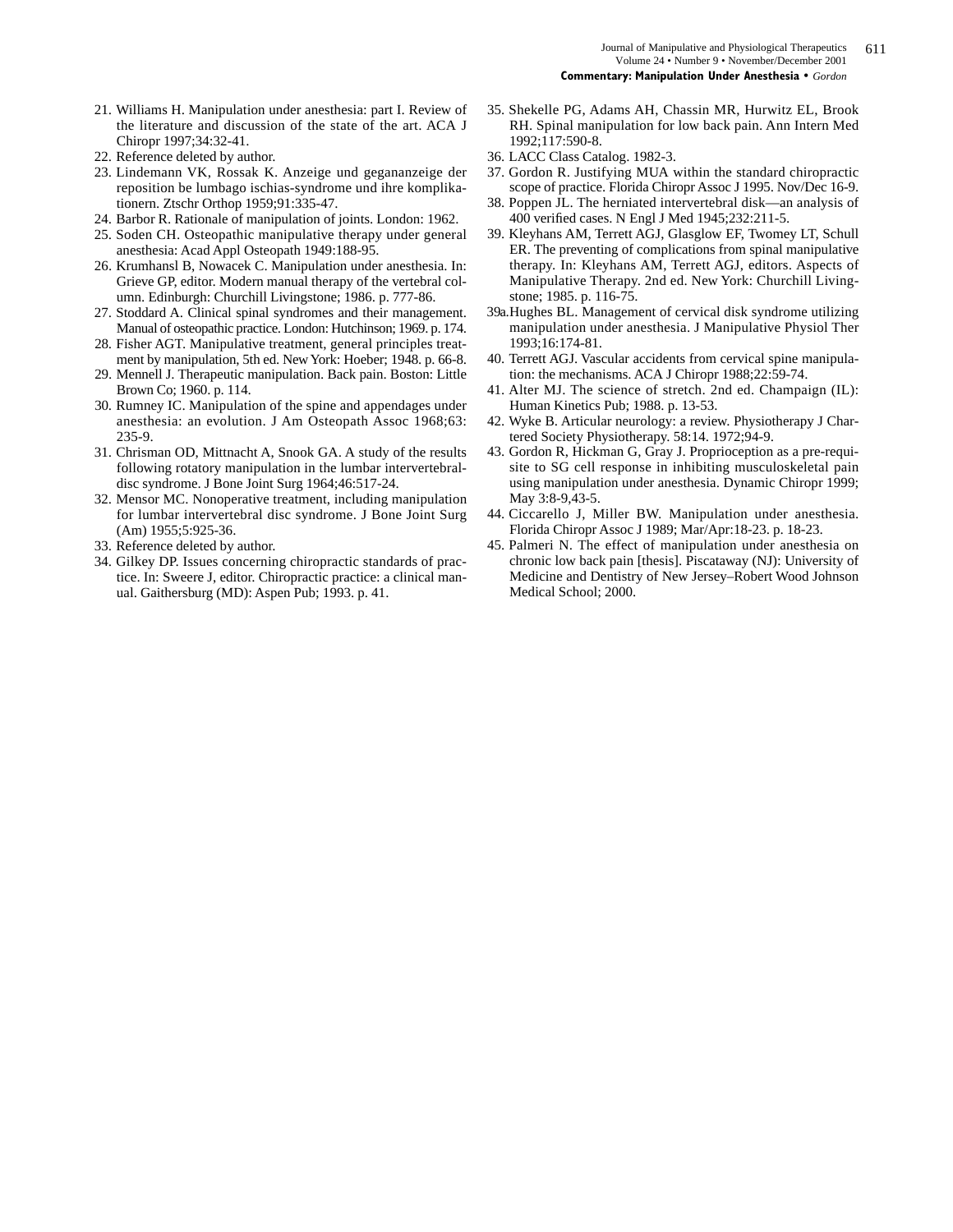21. Williams H. Manipulation under anesthesia: part I. Review of the literature and discussion of the state of the art. ACA J Chiropr 1997;34:32-41.
22. Reference deleted by author.
23. Lindemann VK, Rossak K. Anzeige und gegananzeige der reposition be lumbago ischias-syndrome und ihre komplikationern. Ztschr Orthop 1959;91:335-47.
24. Barbor R. Rationale of manipulation of joints. London: 1962.
25. Soden CH. Osteopathic manipulative therapy under general anesthesia: Acad Appl Osteopath 1949:188-95.
26. Krumhansl B, Nowacek C. Manipulation under anesthesia. In: Grieve GP, editor. Modern manual therapy of the vertebral column. Edinburgh: Churchill Livingstone; 1986. p. 777-86.
27. Stoddard A. Clinical spinal syndromes and their management. Manual of osteopathic practice. London: Hutchinson; 1969. p. 174.
28. Fisher AGT. Manipulative treatment, general principles treatment by manipulation, 5th ed. New York: Hoeber; 1948. p. 66-8.
29. Mennell J. Therapeutic manipulation. Back pain. Boston: Little Brown Co; 1960. p. 114.
30. Rumney IC. Manipulation of the spine and appendages under anesthesia: an evolution. J Am Osteopath Assoc 1968;63: 235-9.
31. Chrisman OD, Mittnacht A, Snook GA. A study of the results following rotatory manipulation in the lumbar intervertebral-disc syndrome. J Bone Joint Surg 1964;46:517-24.
32. Mensor MC. Nonoperative treatment, including manipulation for lumbar intervertebral disc syndrome. J Bone Joint Surg (Am) 1955;5:925-36.
33. Reference deleted by author.
34. Gilkey DP. Issues concerning chiropractic standards of practice. In: Sweere J, editor. Chiropractic practice: a clinical manual. Gaithersburg (MD): Aspen Pub; 1993. p. 41.
35. Shekelle PG, Adams AH, Chassin MR, Hurwitz EL, Brook RH. Spinal manipulation for low back pain. Ann Intern Med 1992;117:590-8.
36. LACC Class Catalog. 1982-3.
37. Gordon R. Justifying MUA within the standard chiropractic scope of practice. Florida Chiropr Assoc J 1995. Nov/Dec 16-9.
38. Poppen JL. The herniated intervertebral disk—an analysis of 400 verified cases. N Engl J Med 1945;232:211-5.
39. Kleyhans AM, Terrett AGJ, Glasglow EF, Twomey LT, Schull ER. The preventing of complications from spinal manipulative therapy. In: Kleyhans AM, Terrett AGJ, editors. Aspects of Manipulative Therapy. 2nd ed. New York: Churchill Livingstone; 1985. p. 116-75.

39a. Hughes BL. Management of cervical disk syndrome utilizing manipulation under anesthesia. J Manipulative Physiol Ther 1993;16:174-81.

40. Terrett AGJ. Vascular accidents from cervical spine manipulation: the mechanisms. ACA J Chiropr 1988;22:59-74.
41. Alter MJ. The science of stretch. 2nd ed. Champaign (IL): Human Kinetics Pub; 1988. p. 13-53.
42. Wyke B. Articular neurology: a review. Physiotherapy J Chartered Society Physiotherapy. 58:14. 1972;94-9.
43. Gordon R, Hickman G, Gray J. Proprioception as a pre-requisite to SG cell response in inhibiting musculoskeletal pain using manipulation under anesthesia. Dynamic Chiropr 1999; May 3:8-9,43-5.
44. Ciccarello J, Miller BW. Manipulation under anesthesia. Florida Chiropr Assoc J 1989; Mar/Apr:18-23. p. 18-23.
45. Palmeri N. The effect of manipulation under anesthesia on chronic low back pain [thesis]. Piscataway (NJ): University of Medicine and Dentistry of New Jersey–Robert Wood Johnson Medical School; 2000.